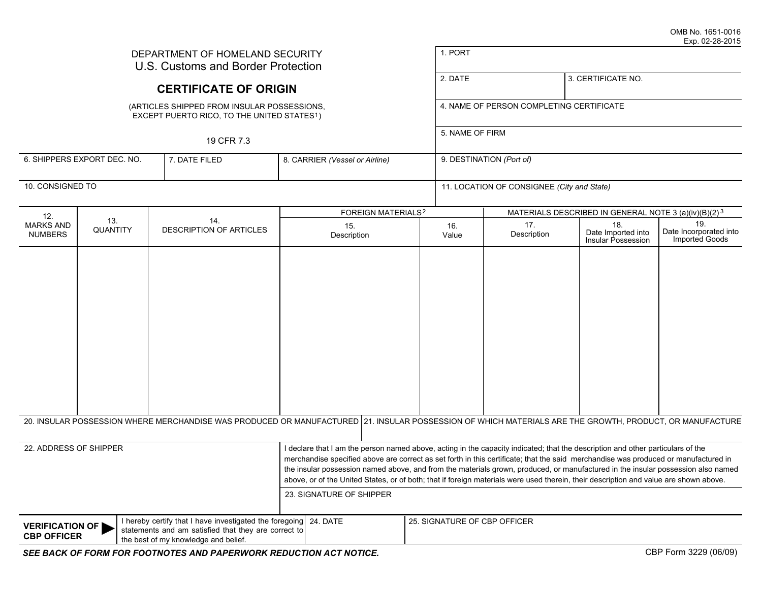OMB No. 1651-0016
Exp. 02-28-2015

DEPARTMENT OF HOMELAND SECURITY
U.S. Customs and Border Protection

# CERTIFICATE OF ORIGIN

(ARTICLES SHIPPED FROM INSULAR POSSESSIONS, EXCEPT PUERTO RICO, TO THE UNITED STATES[1])

19 CFR 7.3

| 1. PORT | |
|---|---|
| 2. DATE | 3. CERTIFICATE NO. |
| 4. NAME OF PERSON COMPLETING CERTIFICATE | |
| 5. NAME OF FIRM | |

| 6. SHIPPERS EXPORT DEC. NO. | 7. DATE FILED | 8. CARRIER *(Vessel or Airline)* | 9. DESTINATION *(Port of)* |
|---|---|---|---|
| 10. CONSIGNED TO | | | 11. LOCATION OF CONSIGNEE *(City and State)* |

| 12. MARKS AND NUMBERS | 13. QUANTITY | 14. DESCRIPTION OF ARTICLES | FOREIGN MATERIALS[2] | | MATERIALS DESCRIBED IN GENERAL NOTE 3 (a)(iv)(B)(2)[3] | | |
|---|---|---|---|---|---|---|---|
| | | | 15. Description | 16. Value | 17. Description | 18. Date Imported into Insular Possession | 19. Date Incorporated into Imported Goods |
| | | | | | | | |

| 20. INSULAR POSSESSION WHERE MERCHANDISE WAS PRODUCED OR MANUFACTURED | 21. INSULAR POSSESSION OF WHICH MATERIALS ARE THE GROWTH, PRODUCT, OR MANUFACTURE |
|---|---|
| | |

22. ADDRESS OF SHIPPER

I declare that I am the person named above, acting in the capacity indicated; that the description and other particulars of the merchandise specified above are correct as set forth in this certificate; that the said merchandise was produced or manufactured in the insular possession named above, and from the materials grown, produced, or manufactured in the insular possession also named above, or of the United States, or of both; that if foreign materials were used therein, their description and value are shown above.

23. SIGNATURE OF SHIPPER

| **VERIFICATION OF CBP OFFICER** ▶ | I hereby certify that I have investigated the foregoing statements and am satisfied that they are correct to the best of my knowledge and belief. | 24. DATE | 25. SIGNATURE OF CBP OFFICER |
|---|---|---|---|

***SEE BACK OF FORM FOR FOOTNOTES AND PAPERWORK REDUCTION ACT NOTICE.***

CBP Form 3229 (06/09)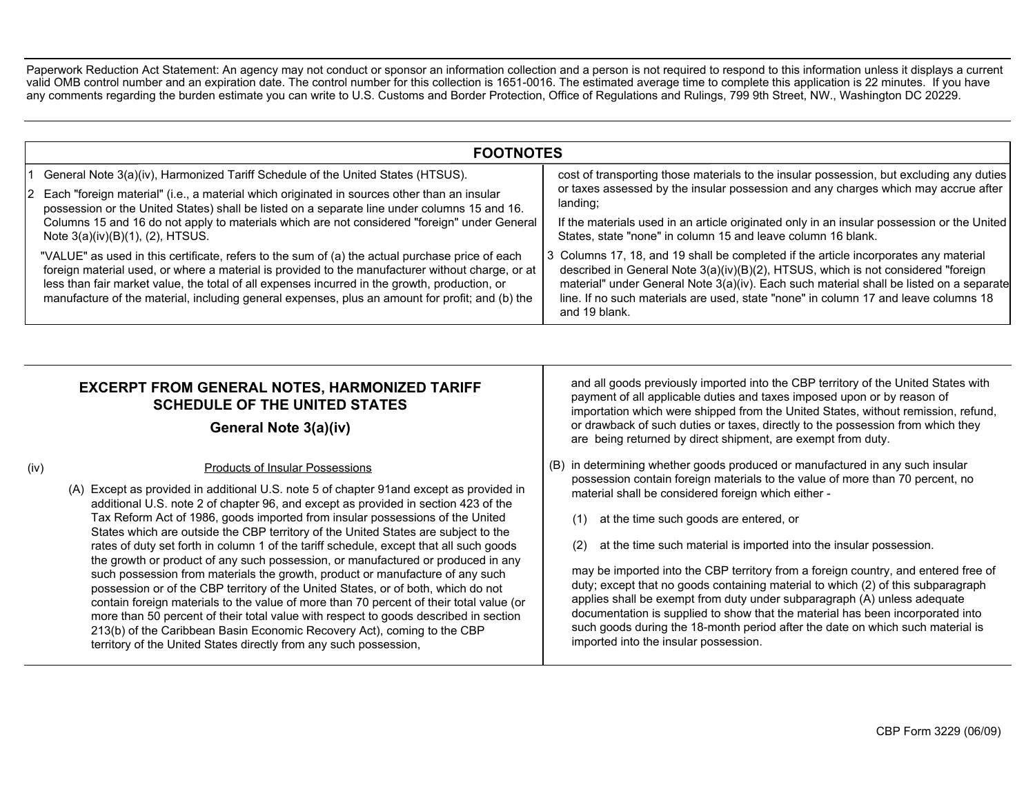Paperwork Reduction Act Statement: An agency may not conduct or sponsor an information collection and a person is not required to respond to this information unless it displays a current valid OMB control number and an expiration date. The control number for this collection is 1651-0016. The estimated average time to complete this application is 22 minutes. If you have any comments regarding the burden estimate you can write to U.S. Customs and Border Protection, Office of Regulations and Rulings, 799 9th Street, NW., Washington DC 20229.

## FOOTNOTES

1 General Note 3(a)(iv), Harmonized Tariff Schedule of the United States (HTSUS).

2 Each "foreign material" (i.e., a material which originated in sources other than an insular possession or the United States) shall be listed on a separate line under columns 15 and 16. Columns 15 and 16 do not apply to materials which are not considered "foreign" under General Note 3(a)(iv)(B)(1), (2), HTSUS.

"VALUE" as used in this certificate, refers to the sum of (a) the actual purchase price of each foreign material used, or where a material is provided to the manufacturer without charge, or at less than fair market value, the total of all expenses incurred in the growth, production, or manufacture of the material, including general expenses, plus an amount for profit; and (b) the cost of transporting those materials to the insular possession, but excluding any duties or taxes assessed by the insular possession and any charges which may accrue after landing;

If the materials used in an article originated only in an insular possession or the United States, state "none" in column 15 and leave column 16 blank.

3 Columns 17, 18, and 19 shall be completed if the article incorporates any material described in General Note 3(a)(iv)(B)(2), HTSUS, which is not considered "foreign material" under General Note 3(a)(iv). Each such material shall be listed on a separate line. If no such materials are used, state "none" in column 17 and leave columns 18 and 19 blank.

## EXCERPT FROM GENERAL NOTES, HARMONIZED TARIFF SCHEDULE OF THE UNITED STATES

### General Note 3(a)(iv)

(iv) Products of Insular Possessions

(A) Except as provided in additional U.S. note 5 of chapter 91and except as provided in additional U.S. note 2 of chapter 96, and except as provided in section 423 of the Tax Reform Act of 1986, goods imported from insular possessions of the United States which are outside the CBP territory of the United States are subject to the rates of duty set forth in column 1 of the tariff schedule, except that all such goods the growth or product of any such possession, or manufactured or produced in any such possession from materials the growth, product or manufacture of any such possession or of the CBP territory of the United States, or of both, which do not contain foreign materials to the value of more than 70 percent of their total value (or more than 50 percent of their total value with respect to goods described in section 213(b) of the Caribbean Basin Economic Recovery Act), coming to the CBP territory of the United States directly from any such possession, and all goods previously imported into the CBP territory of the United States with payment of all applicable duties and taxes imposed upon or by reason of importation which were shipped from the United States, without remission, refund, or drawback of such duties or taxes, directly to the possession from which they are being returned by direct shipment, are exempt from duty.

(B) in determining whether goods produced or manufactured in any such insular possession contain foreign materials to the value of more than 70 percent, no material shall be considered foreign which either -

(1) at the time such goods are entered, or

(2) at the time such material is imported into the insular possession.

may be imported into the CBP territory from a foreign country, and entered free of duty; except that no goods containing material to which (2) of this subparagraph applies shall be exempt from duty under subparagraph (A) unless adequate documentation is supplied to show that the material has been incorporated into such goods during the 18-month period after the date on which such material is imported into the insular possession.

CBP Form 3229 (06/09)